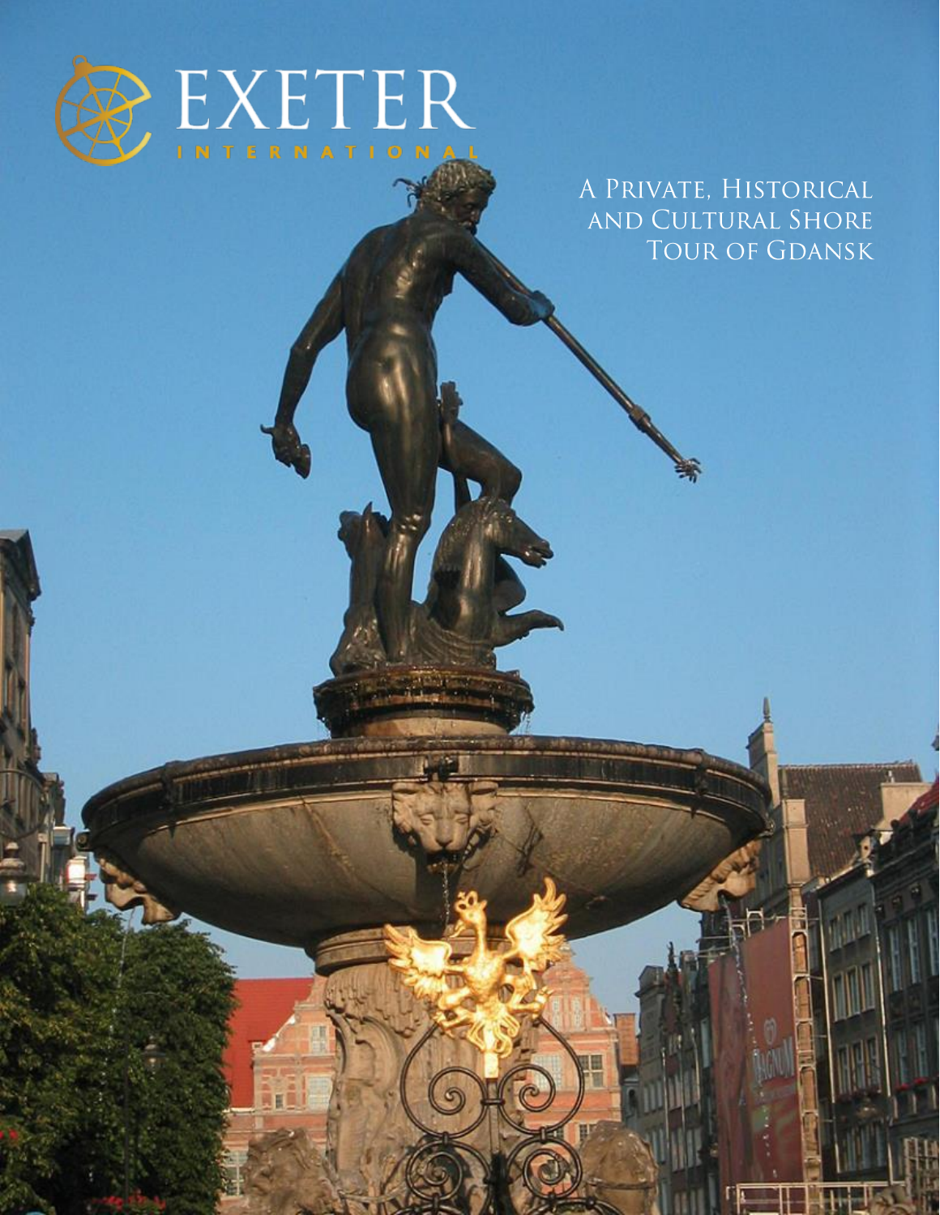EXETER

INTERNATIONAL

# A Private, Historical and Cultural Shore Tour of Gdansk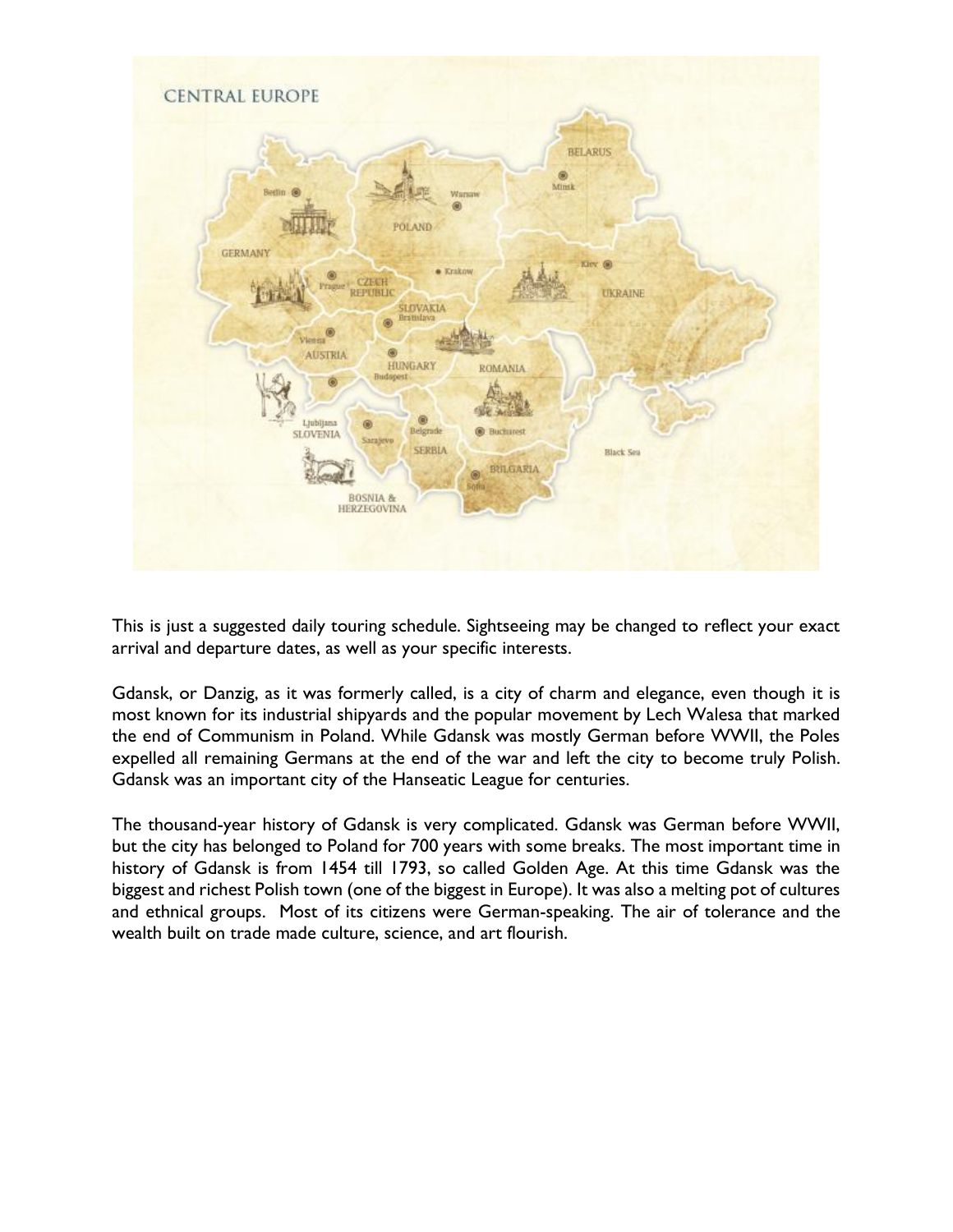This is just a suggested daily touring schedule. Sightseeing may be changed to reflect your exact arrival and departure dates, as well as your specific interests.

Gdansk, or Danzig, as it was formerly called, is a city of charm and elegance, even though it is most known for its industrial shipyards and the popular movement by Lech Walesa that marked the end of Communism in Poland. While Gdansk was mostly German before WWII, the Poles expelled all remaining Germans at the end of the war and left the city to become truly Polish. Gdansk was an important city of the Hanseatic League for centuries.

The thousand-year history of Gdansk is very complicated. Gdansk was German before WWII, but the city has belonged to Poland for 700 years with some breaks. The most important time in history of Gdansk is from 1454 till 1793, so called Golden Age. At this time Gdansk was the biggest and richest Polish town (one of the biggest in Europe). It was also a melting pot of cultures and ethnical groups. Most of its citizens were German-speaking. The air of tolerance and the wealth built on trade made culture, science, and art flourish.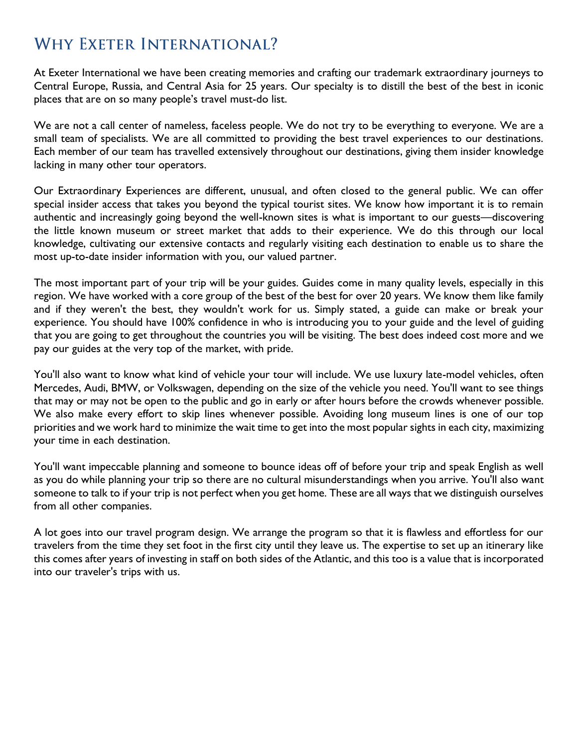# Why Exeter International?

At Exeter International we have been creating memories and crafting our trademark extraordinary journeys to Central Europe, Russia, and Central Asia for 25 years. Our specialty is to distill the best of the best in iconic places that are on so many people's travel must-do list.

We are not a call center of nameless, faceless people. We do not try to be everything to everyone. We are a small team of specialists. We are all committed to providing the best travel experiences to our destinations. Each member of our team has travelled extensively throughout our destinations, giving them insider knowledge lacking in many other tour operators.

Our Extraordinary Experiences are different, unusual, and often closed to the general public. We can offer special insider access that takes you beyond the typical tourist sites. We know how important it is to remain authentic and increasingly going beyond the well-known sites is what is important to our guests—discovering the little known museum or street market that adds to their experience. We do this through our local knowledge, cultivating our extensive contacts and regularly visiting each destination to enable us to share the most up-to-date insider information with you, our valued partner.

The most important part of your trip will be your guides. Guides come in many quality levels, especially in this region. We have worked with a core group of the best of the best for over 20 years. We know them like family and if they weren't the best, they wouldn't work for us. Simply stated, a guide can make or break your experience. You should have 100% confidence in who is introducing you to your guide and the level of guiding that you are going to get throughout the countries you will be visiting. The best does indeed cost more and we pay our guides at the very top of the market, with pride.

You'll also want to know what kind of vehicle your tour will include. We use luxury late-model vehicles, often Mercedes, Audi, BMW, or Volkswagen, depending on the size of the vehicle you need. You'll want to see things that may or may not be open to the public and go in early or after hours before the crowds whenever possible. We also make every effort to skip lines whenever possible. Avoiding long museum lines is one of our top priorities and we work hard to minimize the wait time to get into the most popular sights in each city, maximizing your time in each destination.

You'll want impeccable planning and someone to bounce ideas off of before your trip and speak English as well as you do while planning your trip so there are no cultural misunderstandings when you arrive. You'll also want someone to talk to if your trip is not perfect when you get home. These are all ways that we distinguish ourselves from all other companies.

A lot goes into our travel program design. We arrange the program so that it is flawless and effortless for our travelers from the time they set foot in the first city until they leave us. The expertise to set up an itinerary like this comes after years of investing in staff on both sides of the Atlantic, and this too is a value that is incorporated into our traveler's trips with us.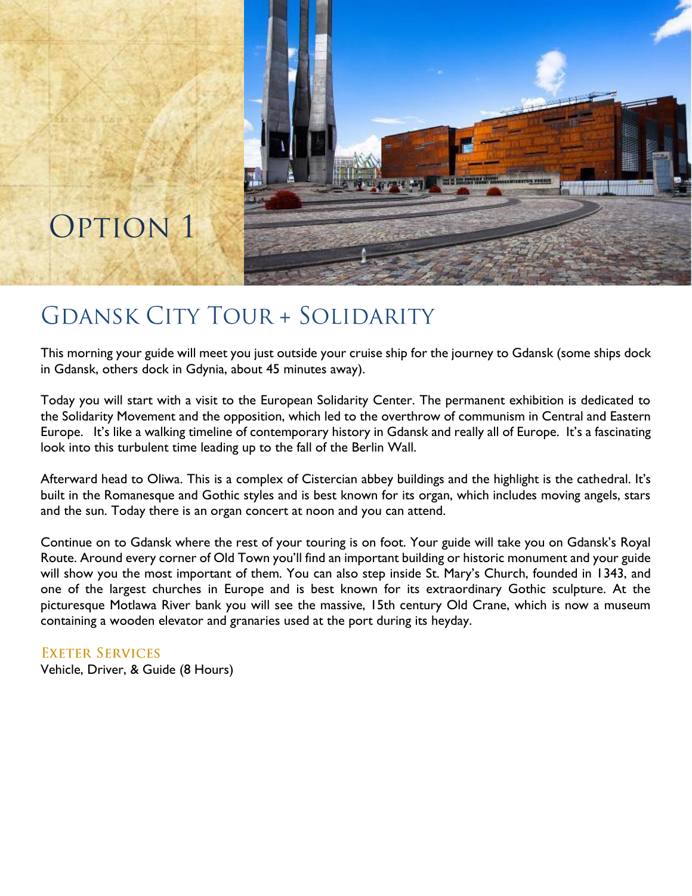# Option 1

## Gdansk City Tour + Solidarity

This morning your guide will meet you just outside your cruise ship for the journey to Gdansk (some ships dock in Gdansk, others dock in Gdynia, about 45 minutes away).

Today you will start with a visit to the European Solidarity Center. The permanent exhibition is dedicated to the Solidarity Movement and the opposition, which led to the overthrow of communism in Central and Eastern Europe. It's like a walking timeline of contemporary history in Gdansk and really all of Europe. It's a fascinating look into this turbulent time leading up to the fall of the Berlin Wall.

Afterward head to Oliwa. This is a complex of Cistercian abbey buildings and the highlight is the cathedral. It's built in the Romanesque and Gothic styles and is best known for its organ, which includes moving angels, stars and the sun. Today there is an organ concert at noon and you can attend.

Continue on to Gdansk where the rest of your touring is on foot. Your guide will take you on Gdansk's Royal Route. Around every corner of Old Town you'll find an important building or historic monument and your guide will show you the most important of them. You can also step inside St. Mary's Church, founded in 1343, and one of the largest churches in Europe and is best known for its extraordinary Gothic sculpture. At the picturesque Motlawa River bank you will see the massive, 15th century Old Crane, which is now a museum containing a wooden elevator and granaries used at the port during its heyday.

### Exeter Services

Vehicle, Driver, & Guide (8 Hours)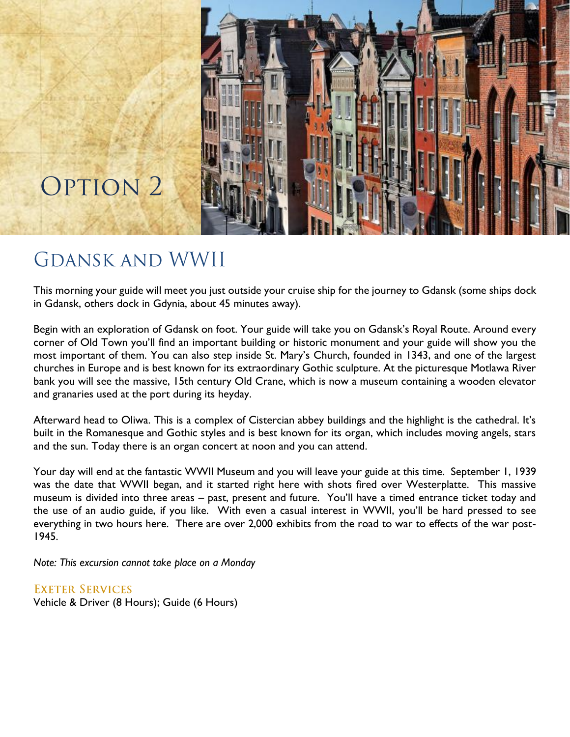# Option 2

## Gdansk and WWII

This morning your guide will meet you just outside your cruise ship for the journey to Gdansk (some ships dock in Gdansk, others dock in Gdynia, about 45 minutes away).

Begin with an exploration of Gdansk on foot. Your guide will take you on Gdansk's Royal Route. Around every corner of Old Town you'll find an important building or historic monument and your guide will show you the most important of them. You can also step inside St. Mary's Church, founded in 1343, and one of the largest churches in Europe and is best known for its extraordinary Gothic sculpture. At the picturesque Motlawa River bank you will see the massive, 15th century Old Crane, which is now a museum containing a wooden elevator and granaries used at the port during its heyday.

Afterward head to Oliwa. This is a complex of Cistercian abbey buildings and the highlight is the cathedral. It's built in the Romanesque and Gothic styles and is best known for its organ, which includes moving angels, stars and the sun. Today there is an organ concert at noon and you can attend.

Your day will end at the fantastic WWII Museum and you will leave your guide at this time. September 1, 1939 was the date that WWII began, and it started right here with shots fired over Westerplatte. This massive museum is divided into three areas – past, present and future. You'll have a timed entrance ticket today and the use of an audio guide, if you like. With even a casual interest in WWII, you'll be hard pressed to see everything in two hours here. There are over 2,000 exhibits from the road to war to effects of the war post-1945.

*Note: This excursion cannot take place on a Monday*

### Exeter Services

Vehicle & Driver (8 Hours); Guide (6 Hours)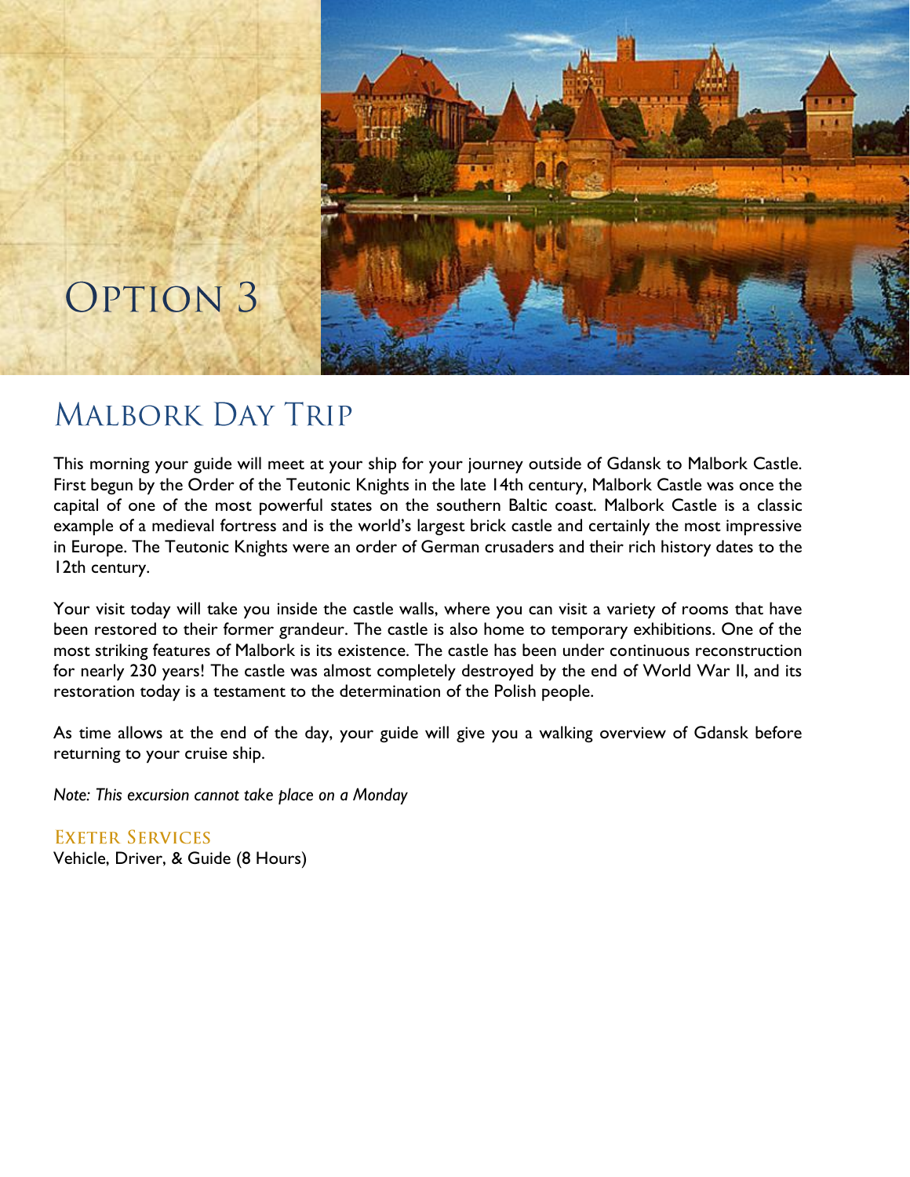# Option 3

## Malbork Day Trip

This morning your guide will meet at your ship for your journey outside of Gdansk to Malbork Castle. First begun by the Order of the Teutonic Knights in the late 14th century, Malbork Castle was once the capital of one of the most powerful states on the southern Baltic coast. Malbork Castle is a classic example of a medieval fortress and is the world's largest brick castle and certainly the most impressive in Europe. The Teutonic Knights were an order of German crusaders and their rich history dates to the 12th century.

Your visit today will take you inside the castle walls, where you can visit a variety of rooms that have been restored to their former grandeur. The castle is also home to temporary exhibitions. One of the most striking features of Malbork is its existence. The castle has been under continuous reconstruction for nearly 230 years! The castle was almost completely destroyed by the end of World War II, and its restoration today is a testament to the determination of the Polish people.

As time allows at the end of the day, your guide will give you a walking overview of Gdansk before returning to your cruise ship.

*Note: This excursion cannot take place on a Monday*

### Exeter Services

Vehicle, Driver, & Guide (8 Hours)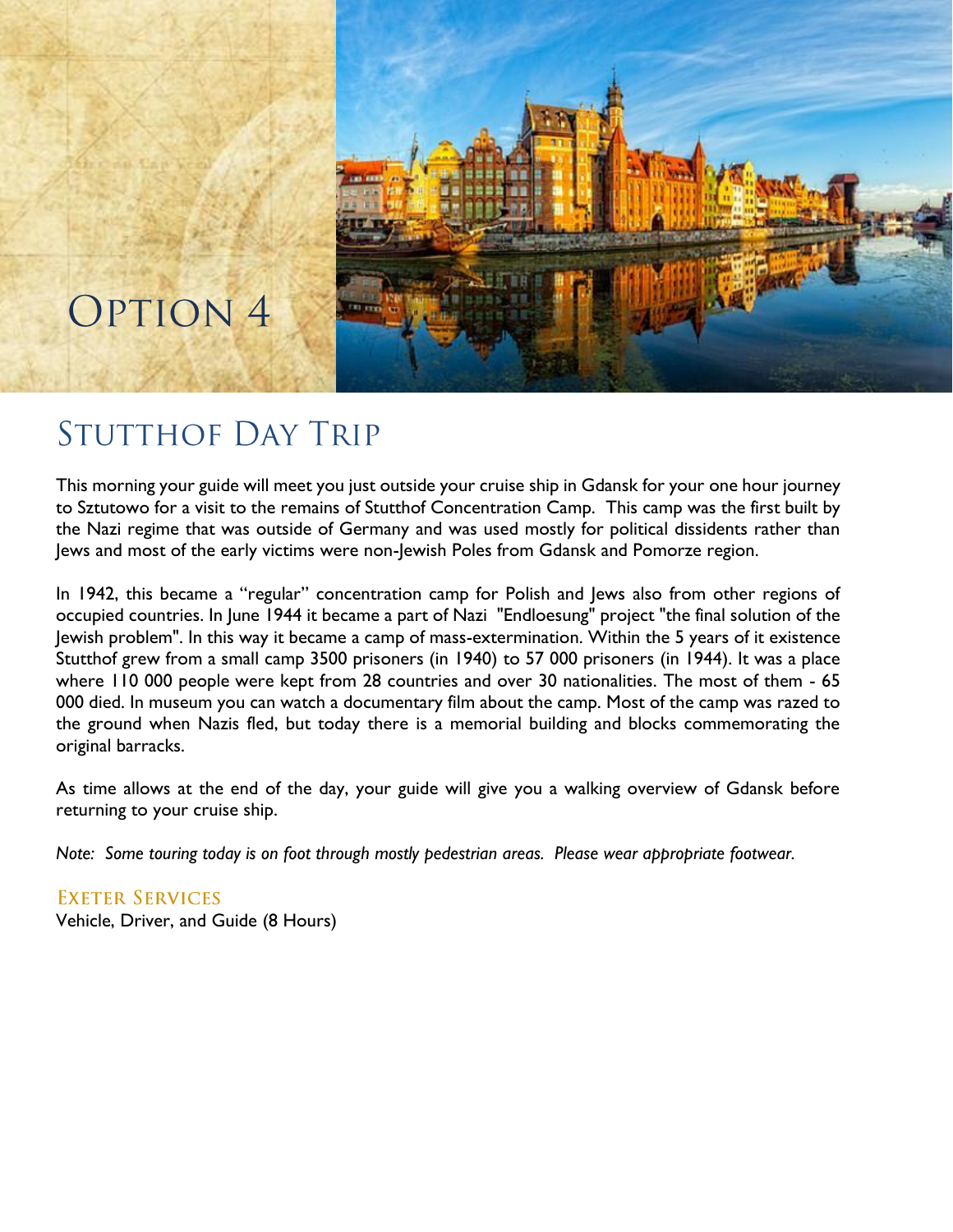# Option 4

## Stutthof Day Trip

This morning your guide will meet you just outside your cruise ship in Gdansk for your one hour journey to Sztutowo for a visit to the remains of Stutthof Concentration Camp. This camp was the first built by the Nazi regime that was outside of Germany and was used mostly for political dissidents rather than Jews and most of the early victims were non-Jewish Poles from Gdansk and Pomorze region.

In 1942, this became a "regular" concentration camp for Polish and Jews also from other regions of occupied countries. In June 1944 it became a part of Nazi "Endloesung" project "the final solution of the Jewish problem". In this way it became a camp of mass-extermination. Within the 5 years of it existence Stutthof grew from a small camp 3500 prisoners (in 1940) to 57 000 prisoners (in 1944). It was a place where 110 000 people were kept from 28 countries and over 30 nationalities. The most of them - 65 000 died. In museum you can watch a documentary film about the camp. Most of the camp was razed to the ground when Nazis fled, but today there is a memorial building and blocks commemorating the original barracks.

As time allows at the end of the day, your guide will give you a walking overview of Gdansk before returning to your cruise ship.

*Note: Some touring today is on foot through mostly pedestrian areas. Please wear appropriate footwear.*

### Exeter Services

Vehicle, Driver, and Guide (8 Hours)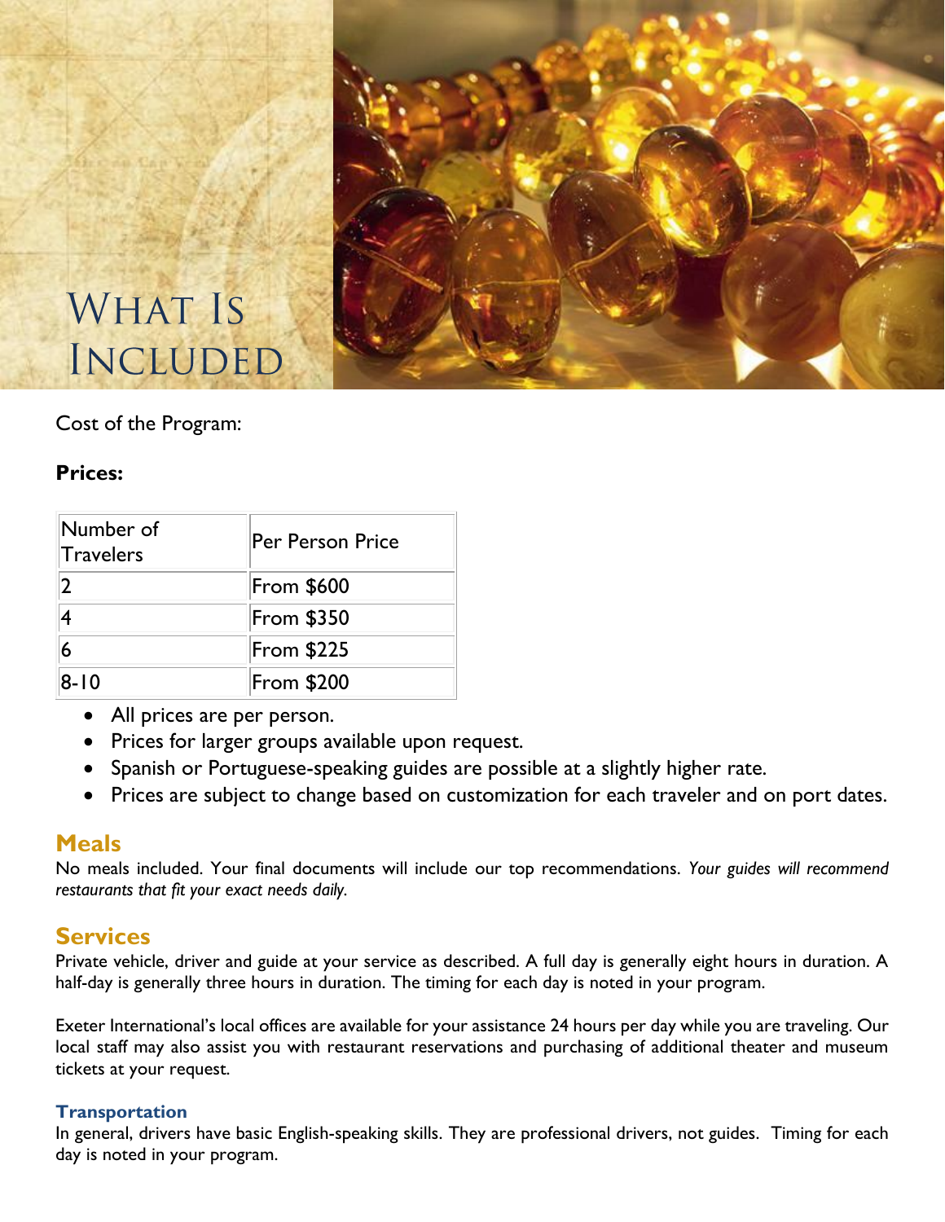# What Is Included

Cost of the Program:

**Prices:**

| Number of Travelers | Per Person Price |
|---|---|
| 2 | From $600 |
| 4 | From $350 |
| 6 | From $225 |
| 8-10 | From $200 |

- All prices are per person.
- Prices for larger groups available upon request.
- Spanish or Portuguese-speaking guides are possible at a slightly higher rate.
- Prices are subject to change based on customization for each traveler and on port dates.

## Meals

No meals included. Your final documents will include our top recommendations. *Your guides will recommend restaurants that fit your exact needs daily.*

## Services

Private vehicle, driver and guide at your service as described. A full day is generally eight hours in duration. A half-day is generally three hours in duration. The timing for each day is noted in your program.

Exeter International's local offices are available for your assistance 24 hours per day while you are traveling. Our local staff may also assist you with restaurant reservations and purchasing of additional theater and museum tickets at your request.

### Transportation

In general, drivers have basic English-speaking skills. They are professional drivers, not guides. Timing for each day is noted in your program.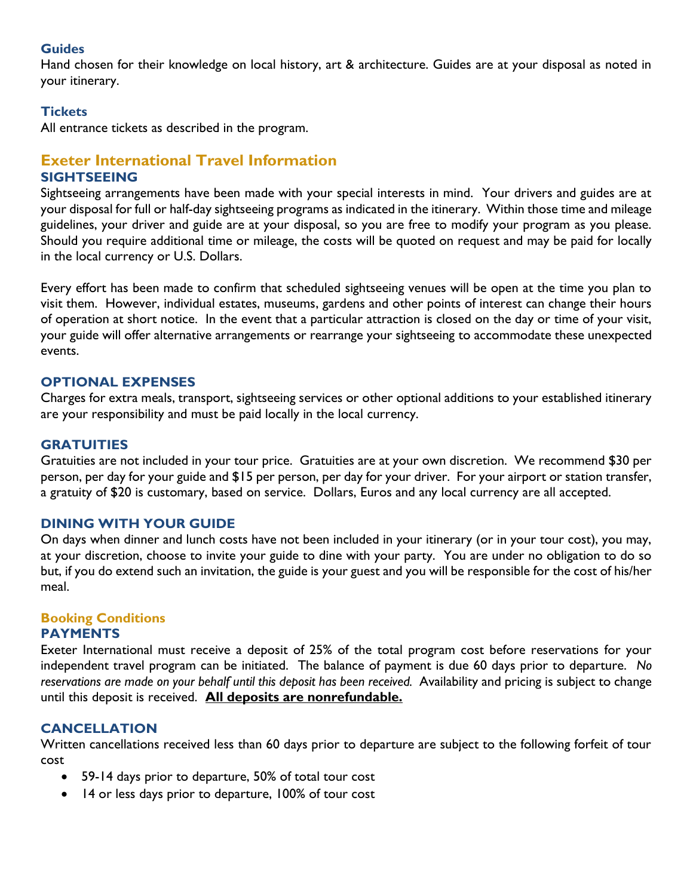### Guides

Hand chosen for their knowledge on local history, art & architecture. Guides are at your disposal as noted in your itinerary.

### Tickets

All entrance tickets as described in the program.

## Exeter International Travel Information

### SIGHTSEEING

Sightseeing arrangements have been made with your special interests in mind. Your drivers and guides are at your disposal for full or half-day sightseeing programs as indicated in the itinerary. Within those time and mileage guidelines, your driver and guide are at your disposal, so you are free to modify your program as you please. Should you require additional time or mileage, the costs will be quoted on request and may be paid for locally in the local currency or U.S. Dollars.

Every effort has been made to confirm that scheduled sightseeing venues will be open at the time you plan to visit them. However, individual estates, museums, gardens and other points of interest can change their hours of operation at short notice. In the event that a particular attraction is closed on the day or time of your visit, your guide will offer alternative arrangements or rearrange your sightseeing to accommodate these unexpected events.

### OPTIONAL EXPENSES

Charges for extra meals, transport, sightseeing services or other optional additions to your established itinerary are your responsibility and must be paid locally in the local currency.

### GRATUITIES

Gratuities are not included in your tour price. Gratuities are at your own discretion. We recommend $30 per person, per day for your guide and $15 per person, per day for your driver. For your airport or station transfer, a gratuity of $20 is customary, based on service. Dollars, Euros and any local currency are all accepted.

### DINING WITH YOUR GUIDE

On days when dinner and lunch costs have not been included in your itinerary (or in your tour cost), you may, at your discretion, choose to invite your guide to dine with your party. You are under no obligation to do so but, if you do extend such an invitation, the guide is your guest and you will be responsible for the cost of his/her meal.

## Booking Conditions

### PAYMENTS

Exeter International must receive a deposit of 25% of the total program cost before reservations for your independent travel program can be initiated. The balance of payment is due 60 days prior to departure. *No reservations are made on your behalf until this deposit has been received.* Availability and pricing is subject to change until this deposit is received. **<u>All deposits are nonrefundable.</u>**

### CANCELLATION

Written cancellations received less than 60 days prior to departure are subject to the following forfeit of tour cost

- 59-14 days prior to departure, 50% of total tour cost
- 14 or less days prior to departure, 100% of tour cost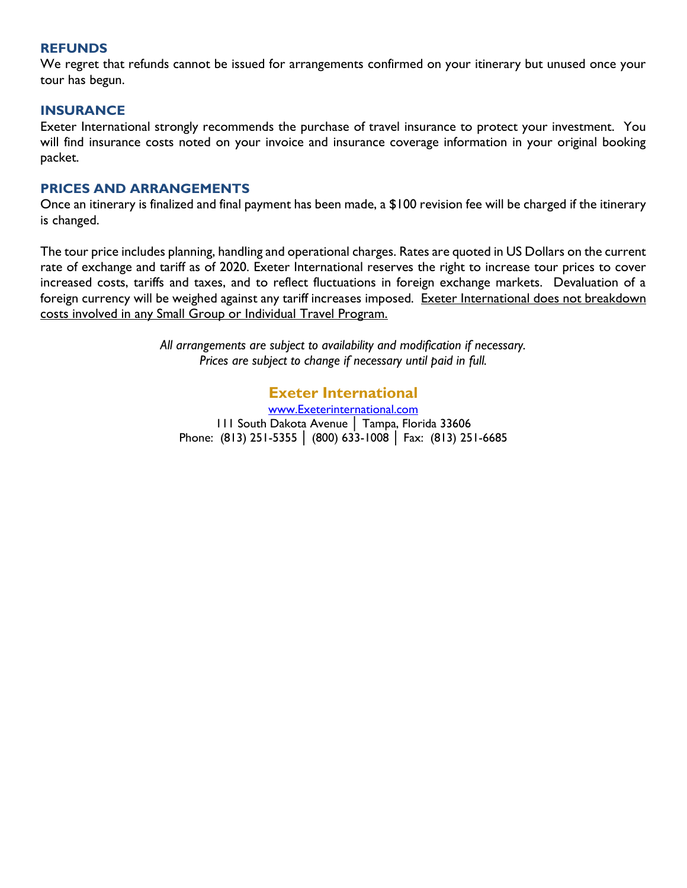## REFUNDS

We regret that refunds cannot be issued for arrangements confirmed on your itinerary but unused once your tour has begun.

## INSURANCE

Exeter International strongly recommends the purchase of travel insurance to protect your investment. You will find insurance costs noted on your invoice and insurance coverage information in your original booking packet.

## PRICES AND ARRANGEMENTS

Once an itinerary is finalized and final payment has been made, a $100 revision fee will be charged if the itinerary is changed.

The tour price includes planning, handling and operational charges. Rates are quoted in US Dollars on the current rate of exchange and tariff as of 2020. Exeter International reserves the right to increase tour prices to cover increased costs, tariffs and taxes, and to reflect fluctuations in foreign exchange markets. Devaluation of a foreign currency will be weighed against any tariff increases imposed. <u>Exeter International does not breakdown costs involved in any Small Group or Individual Travel Program.</u>

*All arrangements are subject to availability and modification if necessary.*
*Prices are subject to change if necessary until paid in full.*

**Exeter International**

www.Exeterinternational.com

111 South Dakota Avenue | Tampa, Florida 33606

Phone: (813) 251-5355 | (800) 633-1008 | Fax: (813) 251-6685